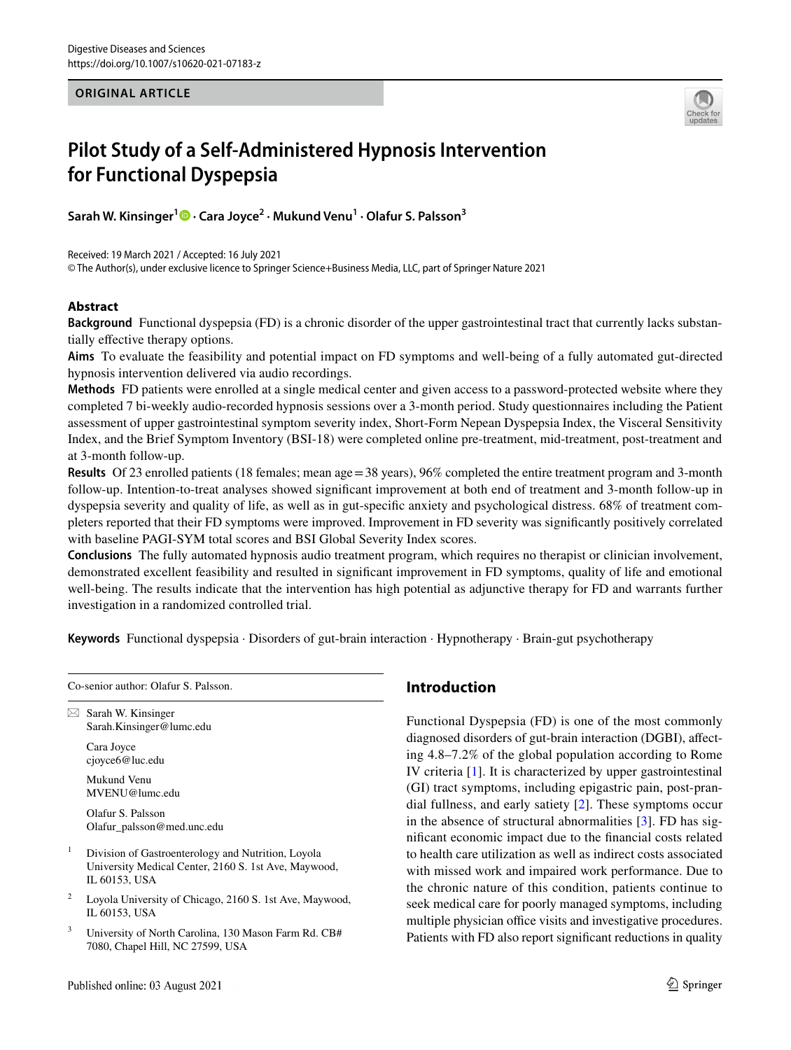ORIGINAL ARTICLE

# Pilot Study of a Self-Administered Hypnosis Intervention for Functional Dyspepsia

**Sarah W. Kinsinger[1] · Cara Joyce[2] · Mukund Venu[1] · Olafur S. Palsson[3]**

Received: 19 March 2021 / Accepted: 16 July 2021
© The Author(s), under exclusive licence to Springer Science+Business Media, LLC, part of Springer Nature 2021

## Abstract

**Background** Functional dyspepsia (FD) is a chronic disorder of the upper gastrointestinal tract that currently lacks substantially effective therapy options.

**Aims** To evaluate the feasibility and potential impact on FD symptoms and well-being of a fully automated gut-directed hypnosis intervention delivered via audio recordings.

**Methods** FD patients were enrolled at a single medical center and given access to a password-protected website where they completed 7 bi-weekly audio-recorded hypnosis sessions over a 3-month period. Study questionnaires including the Patient assessment of upper gastrointestinal symptom severity index, Short-Form Nepean Dyspepsia Index, the Visceral Sensitivity Index, and the Brief Symptom Inventory (BSI-18) were completed online pre-treatment, mid-treatment, post-treatment and at 3-month follow-up.

**Results** Of 23 enrolled patients (18 females; mean age = 38 years), 96% completed the entire treatment program and 3-month follow-up. Intention-to-treat analyses showed significant improvement at both end of treatment and 3-month follow-up in dyspepsia severity and quality of life, as well as in gut-specific anxiety and psychological distress. 68% of treatment completers reported that their FD symptoms were improved. Improvement in FD severity was significantly positively correlated with baseline PAGI-SYM total scores and BSI Global Severity Index scores.

**Conclusions** The fully automated hypnosis audio treatment program, which requires no therapist or clinician involvement, demonstrated excellent feasibility and resulted in significant improvement in FD symptoms, quality of life and emotional well-being. The results indicate that the intervention has high potential as adjunctive therapy for FD and warrants further investigation in a randomized controlled trial.

**Keywords** Functional dyspepsia · Disorders of gut-brain interaction · Hypnotherapy · Brain-gut psychotherapy

Co-senior author: Olafur S. Palsson.

✉ Sarah W. Kinsinger
Sarah.Kinsinger@lumc.edu

Cara Joyce
cjoyce6@luc.edu

Mukund Venu
MVENU@lumc.edu

Olafur S. Palsson
Olafur_palsson@med.unc.edu

[1] Division of Gastroenterology and Nutrition, Loyola University Medical Center, 2160 S. 1st Ave, Maywood, IL 60153, USA

[2] Loyola University of Chicago, 2160 S. 1st Ave, Maywood, IL 60153, USA

[3] University of North Carolina, 130 Mason Farm Rd. CB# 7080, Chapel Hill, NC 27599, USA

## Introduction

Functional Dyspepsia (FD) is one of the most commonly diagnosed disorders of gut-brain interaction (DGBI), affecting 4.8–7.2% of the global population according to Rome IV criteria [1]. It is characterized by upper gastrointestinal (GI) tract symptoms, including epigastric pain, post-prandial fullness, and early satiety [2]. These symptoms occur in the absence of structural abnormalities [3]. FD has significant economic impact due to the financial costs related to health care utilization as well as indirect costs associated with missed work and impaired work performance. Due to the chronic nature of this condition, patients continue to seek medical care for poorly managed symptoms, including multiple physician office visits and investigative procedures. Patients with FD also report significant reductions in quality

Published online: 03 August 2021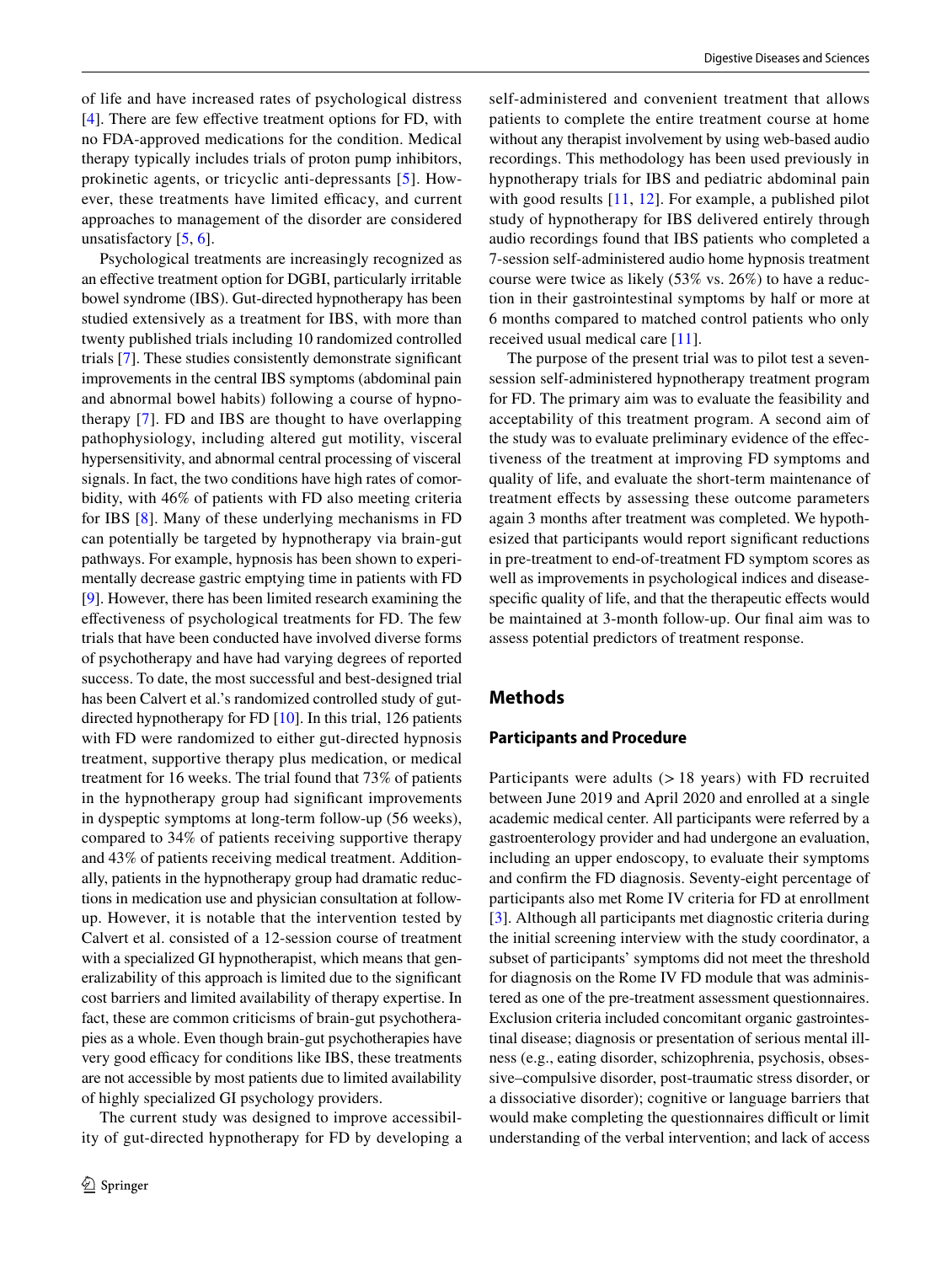of life and have increased rates of psychological distress [4]. There are few effective treatment options for FD, with no FDA-approved medications for the condition. Medical therapy typically includes trials of proton pump inhibitors, prokinetic agents, or tricyclic anti-depressants [5]. However, these treatments have limited efficacy, and current approaches to management of the disorder are considered unsatisfactory [5, 6].

Psychological treatments are increasingly recognized as an effective treatment option for DGBI, particularly irritable bowel syndrome (IBS). Gut-directed hypnotherapy has been studied extensively as a treatment for IBS, with more than twenty published trials including 10 randomized controlled trials [7]. These studies consistently demonstrate significant improvements in the central IBS symptoms (abdominal pain and abnormal bowel habits) following a course of hypnotherapy [7]. FD and IBS are thought to have overlapping pathophysiology, including altered gut motility, visceral hypersensitivity, and abnormal central processing of visceral signals. In fact, the two conditions have high rates of comorbidity, with 46% of patients with FD also meeting criteria for IBS [8]. Many of these underlying mechanisms in FD can potentially be targeted by hypnotherapy via brain-gut pathways. For example, hypnosis has been shown to experimentally decrease gastric emptying time in patients with FD [9]. However, there has been limited research examining the effectiveness of psychological treatments for FD. The few trials that have been conducted have involved diverse forms of psychotherapy and have had varying degrees of reported success. To date, the most successful and best-designed trial has been Calvert et al.'s randomized controlled study of gut-directed hypnotherapy for FD [10]. In this trial, 126 patients with FD were randomized to either gut-directed hypnosis treatment, supportive therapy plus medication, or medical treatment for 16 weeks. The trial found that 73% of patients in the hypnotherapy group had significant improvements in dyspeptic symptoms at long-term follow-up (56 weeks), compared to 34% of patients receiving supportive therapy and 43% of patients receiving medical treatment. Additionally, patients in the hypnotherapy group had dramatic reductions in medication use and physician consultation at follow-up. However, it is notable that the intervention tested by Calvert et al. consisted of a 12-session course of treatment with a specialized GI hypnotherapist, which means that generalizability of this approach is limited due to the significant cost barriers and limited availability of therapy expertise. In fact, these are common criticisms of brain-gut psychotherapies as a whole. Even though brain-gut psychotherapies have very good efficacy for conditions like IBS, these treatments are not accessible by most patients due to limited availability of highly specialized GI psychology providers.

The current study was designed to improve accessibility of gut-directed hypnotherapy for FD by developing a self-administered and convenient treatment that allows patients to complete the entire treatment course at home without any therapist involvement by using web-based audio recordings. This methodology has been used previously in hypnotherapy trials for IBS and pediatric abdominal pain with good results [11, 12]. For example, a published pilot study of hypnotherapy for IBS delivered entirely through audio recordings found that IBS patients who completed a 7-session self-administered audio home hypnosis treatment course were twice as likely (53% vs. 26%) to have a reduction in their gastrointestinal symptoms by half or more at 6 months compared to matched control patients who only received usual medical care [11].

The purpose of the present trial was to pilot test a seven-session self-administered hypnotherapy treatment program for FD. The primary aim was to evaluate the feasibility and acceptability of this treatment program. A second aim of the study was to evaluate preliminary evidence of the effectiveness of the treatment at improving FD symptoms and quality of life, and evaluate the short-term maintenance of treatment effects by assessing these outcome parameters again 3 months after treatment was completed. We hypothesized that participants would report significant reductions in pre-treatment to end-of-treatment FD symptom scores as well as improvements in psychological indices and disease-specific quality of life, and that the therapeutic effects would be maintained at 3-month follow-up. Our final aim was to assess potential predictors of treatment response.

## Methods

### Participants and Procedure

Participants were adults (> 18 years) with FD recruited between June 2019 and April 2020 and enrolled at a single academic medical center. All participants were referred by a gastroenterology provider and had undergone an evaluation, including an upper endoscopy, to evaluate their symptoms and confirm the FD diagnosis. Seventy-eight percentage of participants also met Rome IV criteria for FD at enrollment [3]. Although all participants met diagnostic criteria during the initial screening interview with the study coordinator, a subset of participants' symptoms did not meet the threshold for diagnosis on the Rome IV FD module that was administered as one of the pre-treatment assessment questionnaires. Exclusion criteria included concomitant organic gastrointestinal disease; diagnosis or presentation of serious mental illness (e.g., eating disorder, schizophrenia, psychosis, obsessive–compulsive disorder, post-traumatic stress disorder, or a dissociative disorder); cognitive or language barriers that would make completing the questionnaires difficult or limit understanding of the verbal intervention; and lack of access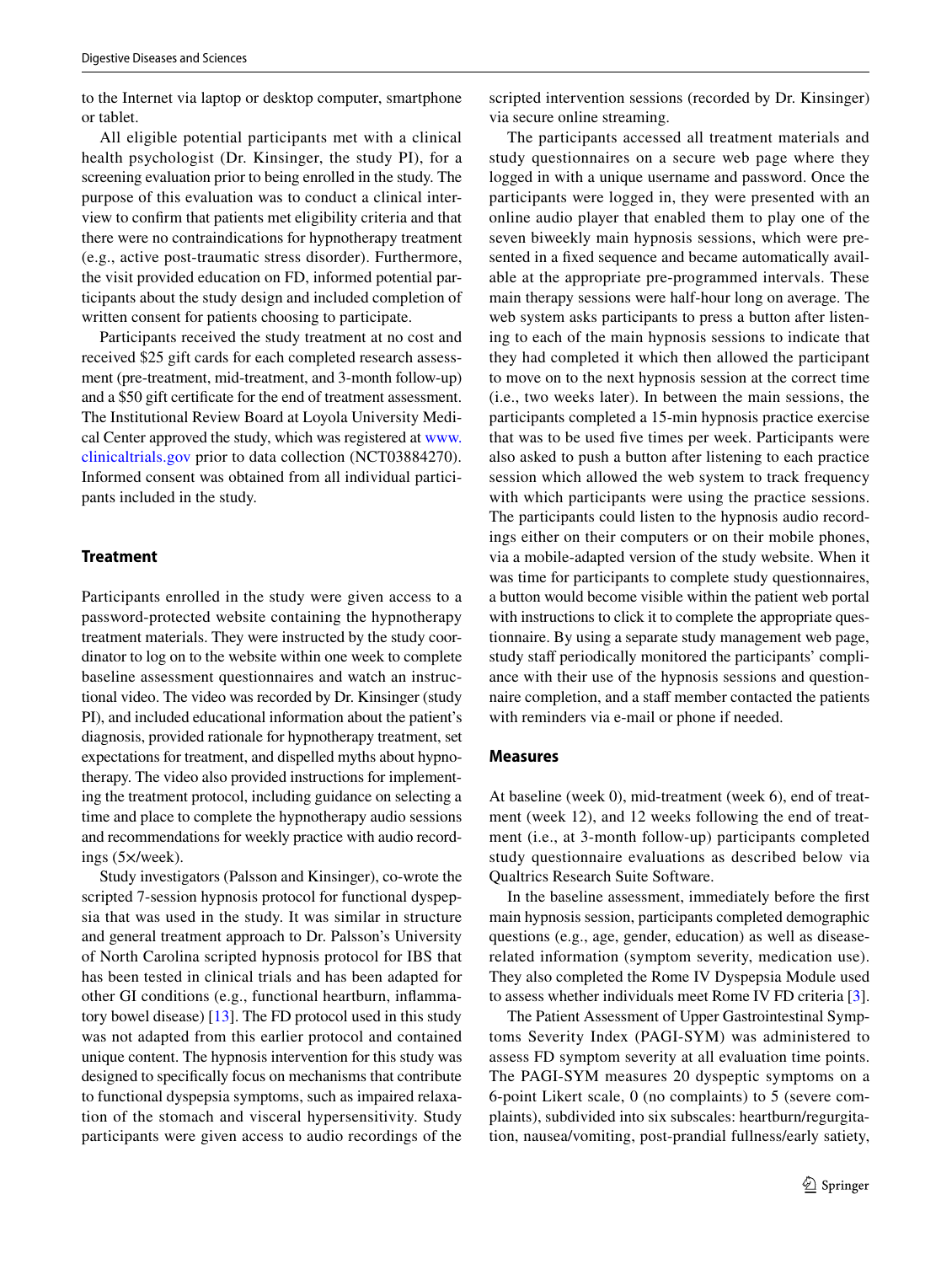to the Internet via laptop or desktop computer, smartphone or tablet.

All eligible potential participants met with a clinical health psychologist (Dr. Kinsinger, the study PI), for a screening evaluation prior to being enrolled in the study. The purpose of this evaluation was to conduct a clinical interview to confirm that patients met eligibility criteria and that there were no contraindications for hypnotherapy treatment (e.g., active post-traumatic stress disorder). Furthermore, the visit provided education on FD, informed potential participants about the study design and included completion of written consent for patients choosing to participate.

Participants received the study treatment at no cost and received $25 gift cards for each completed research assessment (pre-treatment, mid-treatment, and 3-month follow-up) and a $50 gift certificate for the end of treatment assessment. The Institutional Review Board at Loyola University Medical Center approved the study, which was registered at www.clinicaltrials.gov prior to data collection (NCT03884270). Informed consent was obtained from all individual participants included in the study.

### Treatment

Participants enrolled in the study were given access to a password-protected website containing the hypnotherapy treatment materials. They were instructed by the study coordinator to log on to the website within one week to complete baseline assessment questionnaires and watch an instructional video. The video was recorded by Dr. Kinsinger (study PI), and included educational information about the patient's diagnosis, provided rationale for hypnotherapy treatment, set expectations for treatment, and dispelled myths about hypnotherapy. The video also provided instructions for implementing the treatment protocol, including guidance on selecting a time and place to complete the hypnotherapy audio sessions and recommendations for weekly practice with audio recordings (5×/week).

Study investigators (Palsson and Kinsinger), co-wrote the scripted 7-session hypnosis protocol for functional dyspepsia that was used in the study. It was similar in structure and general treatment approach to Dr. Palsson's University of North Carolina scripted hypnosis protocol for IBS that has been tested in clinical trials and has been adapted for other GI conditions (e.g., functional heartburn, inflammatory bowel disease) [13]. The FD protocol used in this study was not adapted from this earlier protocol and contained unique content. The hypnosis intervention for this study was designed to specifically focus on mechanisms that contribute to functional dyspepsia symptoms, such as impaired relaxation of the stomach and visceral hypersensitivity. Study participants were given access to audio recordings of the scripted intervention sessions (recorded by Dr. Kinsinger) via secure online streaming.

The participants accessed all treatment materials and study questionnaires on a secure web page where they logged in with a unique username and password. Once the participants were logged in, they were presented with an online audio player that enabled them to play one of the seven biweekly main hypnosis sessions, which were presented in a fixed sequence and became automatically available at the appropriate pre-programmed intervals. These main therapy sessions were half-hour long on average. The web system asks participants to press a button after listening to each of the main hypnosis sessions to indicate that they had completed it which then allowed the participant to move on to the next hypnosis session at the correct time (i.e., two weeks later). In between the main sessions, the participants completed a 15-min hypnosis practice exercise that was to be used five times per week. Participants were also asked to push a button after listening to each practice session which allowed the web system to track frequency with which participants were using the practice sessions. The participants could listen to the hypnosis audio recordings either on their computers or on their mobile phones, via a mobile-adapted version of the study website. When it was time for participants to complete study questionnaires, a button would become visible within the patient web portal with instructions to click it to complete the appropriate questionnaire. By using a separate study management web page, study staff periodically monitored the participants' compliance with their use of the hypnosis sessions and questionnaire completion, and a staff member contacted the patients with reminders via e-mail or phone if needed.

### Measures

At baseline (week 0), mid-treatment (week 6), end of treatment (week 12), and 12 weeks following the end of treatment (i.e., at 3-month follow-up) participants completed study questionnaire evaluations as described below via Qualtrics Research Suite Software.

In the baseline assessment, immediately before the first main hypnosis session, participants completed demographic questions (e.g., age, gender, education) as well as disease-related information (symptom severity, medication use). They also completed the Rome IV Dyspepsia Module used to assess whether individuals meet Rome IV FD criteria [3].

The Patient Assessment of Upper Gastrointestinal Symptoms Severity Index (PAGI-SYM) was administered to assess FD symptom severity at all evaluation time points. The PAGI-SYM measures 20 dyspeptic symptoms on a 6-point Likert scale, 0 (no complaints) to 5 (severe complaints), subdivided into six subscales: heartburn/regurgitation, nausea/vomiting, post-prandial fullness/early satiety,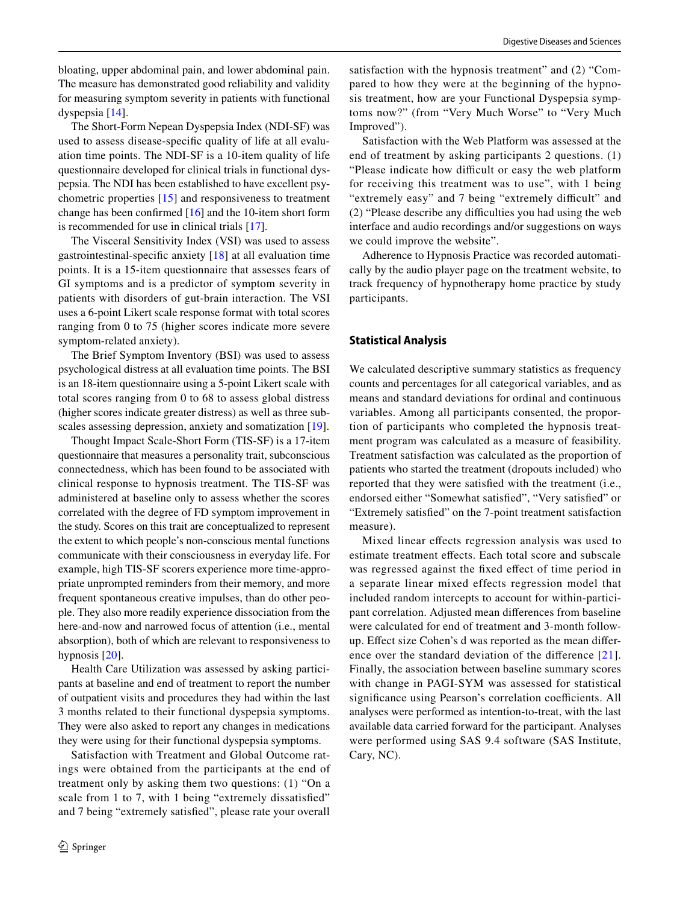bloating, upper abdominal pain, and lower abdominal pain. The measure has demonstrated good reliability and validity for measuring symptom severity in patients with functional dyspepsia [14].

The Short-Form Nepean Dyspepsia Index (NDI-SF) was used to assess disease-specific quality of life at all evaluation time points. The NDI-SF is a 10-item quality of life questionnaire developed for clinical trials in functional dyspepsia. The NDI has been established to have excellent psychometric properties [15] and responsiveness to treatment change has been confirmed [16] and the 10-item short form is recommended for use in clinical trials [17].

The Visceral Sensitivity Index (VSI) was used to assess gastrointestinal-specific anxiety [18] at all evaluation time points. It is a 15-item questionnaire that assesses fears of GI symptoms and is a predictor of symptom severity in patients with disorders of gut-brain interaction. The VSI uses a 6-point Likert scale response format with total scores ranging from 0 to 75 (higher scores indicate more severe symptom-related anxiety).

The Brief Symptom Inventory (BSI) was used to assess psychological distress at all evaluation time points. The BSI is an 18-item questionnaire using a 5-point Likert scale with total scores ranging from 0 to 68 to assess global distress (higher scores indicate greater distress) as well as three subscales assessing depression, anxiety and somatization [19].

Thought Impact Scale-Short Form (TIS-SF) is a 17-item questionnaire that measures a personality trait, subconscious connectedness, which has been found to be associated with clinical response to hypnosis treatment. The TIS-SF was administered at baseline only to assess whether the scores correlated with the degree of FD symptom improvement in the study. Scores on this trait are conceptualized to represent the extent to which people's non-conscious mental functions communicate with their consciousness in everyday life. For example, high TIS-SF scorers experience more time-appropriate unprompted reminders from their memory, and more frequent spontaneous creative impulses, than do other people. They also more readily experience dissociation from the here-and-now and narrowed focus of attention (i.e., mental absorption), both of which are relevant to responsiveness to hypnosis [20].

Health Care Utilization was assessed by asking participants at baseline and end of treatment to report the number of outpatient visits and procedures they had within the last 3 months related to their functional dyspepsia symptoms. They were also asked to report any changes in medications they were using for their functional dyspepsia symptoms.

Satisfaction with Treatment and Global Outcome ratings were obtained from the participants at the end of treatment only by asking them two questions: (1) "On a scale from 1 to 7, with 1 being "extremely dissatisfied" and 7 being "extremely satisfied", please rate your overall satisfaction with the hypnosis treatment" and (2) "Compared to how they were at the beginning of the hypnosis treatment, how are your Functional Dyspepsia symptoms now?" (from "Very Much Worse" to "Very Much Improved").

Satisfaction with the Web Platform was assessed at the end of treatment by asking participants 2 questions. (1) "Please indicate how difficult or easy the web platform for receiving this treatment was to use", with 1 being "extremely easy" and 7 being "extremely difficult" and (2) "Please describe any difficulties you had using the web interface and audio recordings and/or suggestions on ways we could improve the website".

Adherence to Hypnosis Practice was recorded automatically by the audio player page on the treatment website, to track frequency of hypnotherapy home practice by study participants.

## Statistical Analysis

We calculated descriptive summary statistics as frequency counts and percentages for all categorical variables, and as means and standard deviations for ordinal and continuous variables. Among all participants consented, the proportion of participants who completed the hypnosis treatment program was calculated as a measure of feasibility. Treatment satisfaction was calculated as the proportion of patients who started the treatment (dropouts included) who reported that they were satisfied with the treatment (i.e., endorsed either "Somewhat satisfied", "Very satisfied" or "Extremely satisfied" on the 7-point treatment satisfaction measure).

Mixed linear effects regression analysis was used to estimate treatment effects. Each total score and subscale was regressed against the fixed effect of time period in a separate linear mixed effects regression model that included random intercepts to account for within-participant correlation. Adjusted mean differences from baseline were calculated for end of treatment and 3-month follow-up. Effect size Cohen's d was reported as the mean difference over the standard deviation of the difference [21]. Finally, the association between baseline summary scores with change in PAGI-SYM was assessed for statistical significance using Pearson's correlation coefficients. All analyses were performed as intention-to-treat, with the last available data carried forward for the participant. Analyses were performed using SAS 9.4 software (SAS Institute, Cary, NC).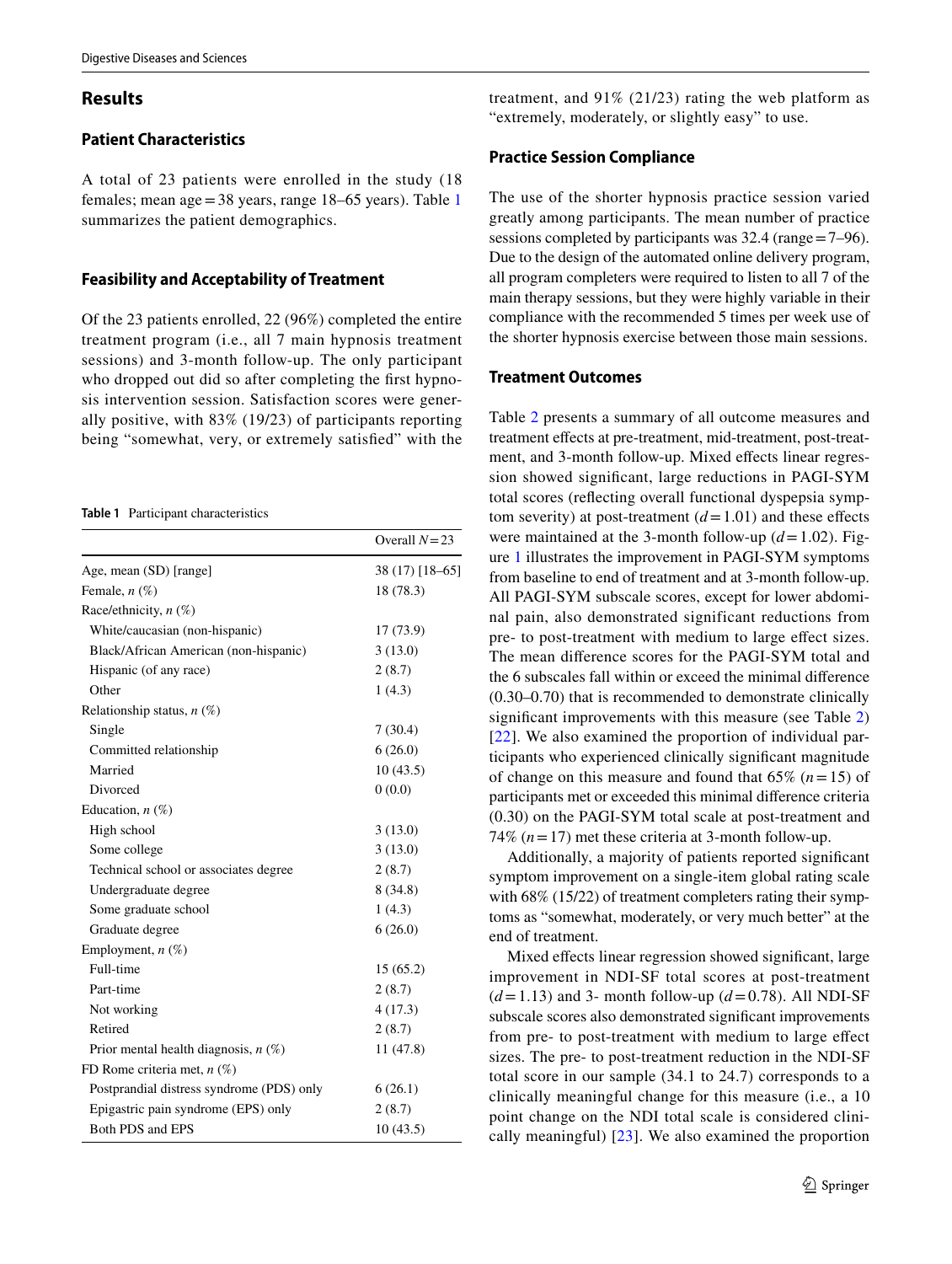## Results

### Patient Characteristics

A total of 23 patients were enrolled in the study (18 females; mean age = 38 years, range 18–65 years). Table 1 summarizes the patient demographics.

### Feasibility and Acceptability of Treatment

Of the 23 patients enrolled, 22 (96%) completed the entire treatment program (i.e., all 7 main hypnosis treatment sessions) and 3-month follow-up. The only participant who dropped out did so after completing the first hypnosis intervention session. Satisfaction scores were generally positive, with 83% (19/23) of participants reporting being "somewhat, very, or extremely satisfied" with the treatment, and 91% (21/23) rating the web platform as "extremely, moderately, or slightly easy" to use.

**Table 1** Participant characteristics

| | Overall $N = 23$ |
|---|---|
| Age, mean (SD) [range] | 38 (17) [18–65] |
| Female, *n* (%) | 18 (78.3) |
| Race/ethnicity, *n* (%) | |
| White/caucasian (non-hispanic) | 17 (73.9) |
| Black/African American (non-hispanic) | 3 (13.0) |
| Hispanic (of any race) | 2 (8.7) |
| Other | 1 (4.3) |
| Relationship status, *n* (%) | |
| Single | 7 (30.4) |
| Committed relationship | 6 (26.0) |
| Married | 10 (43.5) |
| Divorced | 0 (0.0) |
| Education, *n* (%) | |
| High school | 3 (13.0) |
| Some college | 3 (13.0) |
| Technical school or associates degree | 2 (8.7) |
| Undergraduate degree | 8 (34.8) |
| Some graduate school | 1 (4.3) |
| Graduate degree | 6 (26.0) |
| Employment, *n* (%) | |
| Full-time | 15 (65.2) |
| Part-time | 2 (8.7) |
| Not working | 4 (17.3) |
| Retired | 2 (8.7) |
| Prior mental health diagnosis, *n* (%) | 11 (47.8) |
| FD Rome criteria met, *n* (%) | |
| Postprandial distress syndrome (PDS) only | 6 (26.1) |
| Epigastric pain syndrome (EPS) only | 2 (8.7) |
| Both PDS and EPS | 10 (43.5) |

### Practice Session Compliance

The use of the shorter hypnosis practice session varied greatly among participants. The mean number of practice sessions completed by participants was 32.4 (range = 7–96). Due to the design of the automated online delivery program, all program completers were required to listen to all 7 of the main therapy sessions, but they were highly variable in their compliance with the recommended 5 times per week use of the shorter hypnosis exercise between those main sessions.

### Treatment Outcomes

Table 2 presents a summary of all outcome measures and treatment effects at pre-treatment, mid-treatment, post-treatment, and 3-month follow-up. Mixed effects linear regression showed significant, large reductions in PAGI-SYM total scores (reflecting overall functional dyspepsia symptom severity) at post-treatment ($d = 1.01$) and these effects were maintained at the 3-month follow-up ($d = 1.02$). Figure 1 illustrates the improvement in PAGI-SYM symptoms from baseline to end of treatment and at 3-month follow-up. All PAGI-SYM subscale scores, except for lower abdominal pain, also demonstrated significant reductions from pre- to post-treatment with medium to large effect sizes. The mean difference scores for the PAGI-SYM total and the 6 subscales fall within or exceed the minimal difference (0.30–0.70) that is recommended to demonstrate clinically significant improvements with this measure (see Table 2) [22]. We also examined the proportion of individual participants who experienced clinically significant magnitude of change on this measure and found that 65% ($n = 15$) of participants met or exceeded this minimal difference criteria (0.30) on the PAGI-SYM total scale at post-treatment and 74% ($n = 17$) met these criteria at 3-month follow-up.

Additionally, a majority of patients reported significant symptom improvement on a single-item global rating scale with 68% (15/22) of treatment completers rating their symptoms as "somewhat, moderately, or very much better" at the end of treatment.

Mixed effects linear regression showed significant, large improvement in NDI-SF total scores at post-treatment ($d = 1.13$) and 3- month follow-up ($d = 0.78$). All NDI-SF subscale scores also demonstrated significant improvements from pre- to post-treatment with medium to large effect sizes. The pre- to post-treatment reduction in the NDI-SF total score in our sample (34.1 to 24.7) corresponds to a clinically meaningful change for this measure (i.e., a 10 point change on the NDI total scale is considered clinically meaningful) [23]. We also examined the proportion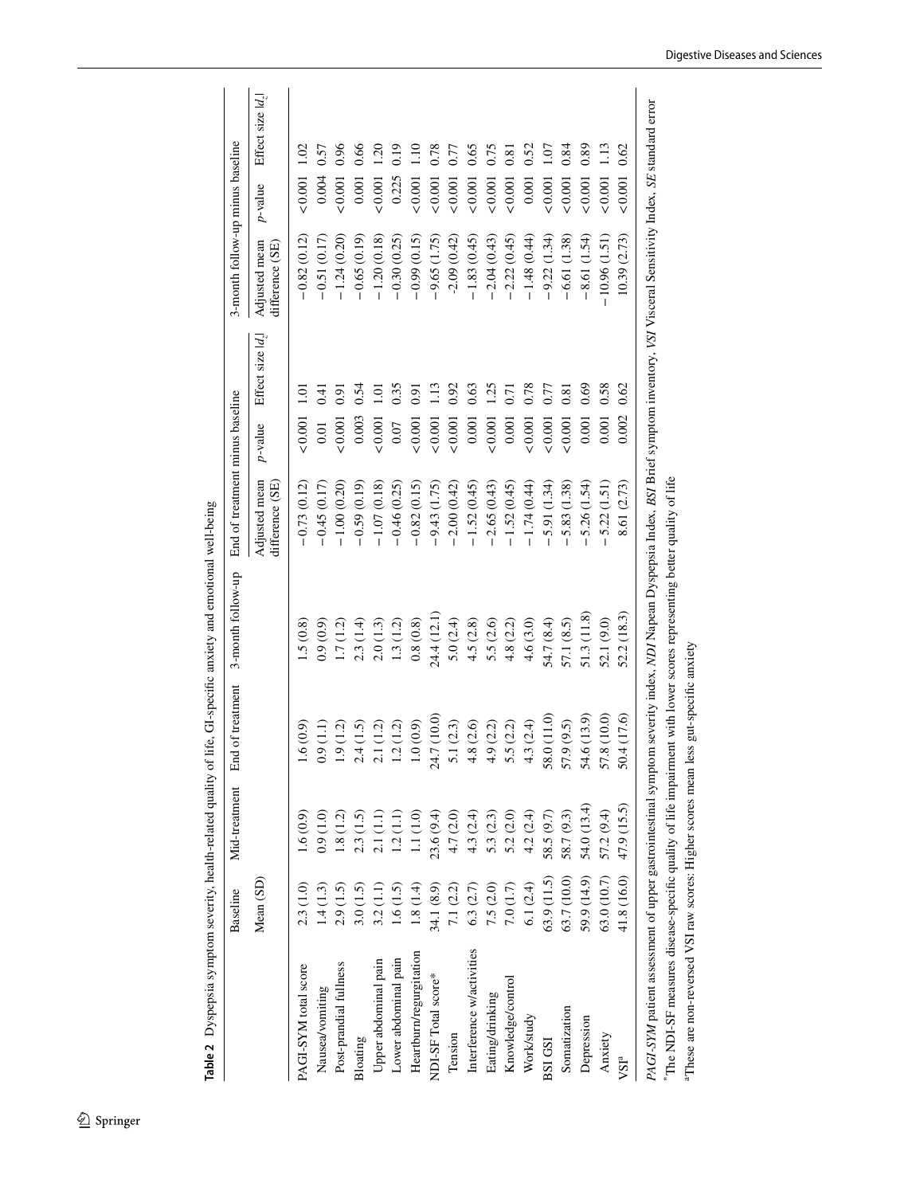**Table 2** Dyspepsia symptom severity, health-related quality of life, GI-specific anxiety and emotional well-being

| | Baseline | Mid-treatment | End of treatment | 3-month follow-up | End of treatment minus baseline | | | 3-month follow-up minus baseline | | |
|---|---|---|---|---|---|---|---|---|---|---|
| | Mean (SD) | | | | Adjusted mean difference (SE) | *p*-value | Effect size $\lvert d_z \rvert$ | Adjusted mean difference (SE) | *p*-value | Effect size $\lvert d_z \rvert$ |
| PAGI-SYM total score | 2.3 (1.0) | 1.6 (0.9) | 1.6 (0.9) | 1.5 (0.8) | −0.73 (0.12) | <0.001 | 1.01 | −0.82 (0.12) | <0.001 | 1.02 |
| Nausea/vomiting | 1.4 (1.3) | 0.9 (1.0) | 0.9 (1.1) | 0.9 (0.9) | −0.45 (0.17) | 0.01 | 0.41 | −0.51 (0.17) | 0.004 | 0.57 |
| Post-prandial fullness | 2.9 (1.5) | 1.8 (1.2) | 1.9 (1.2) | 1.7 (1.2) | −1.00 (0.20) | <0.001 | 0.91 | −1.24 (0.20) | <0.001 | 0.96 |
| Bloating | 3.0 (1.5) | 2.3 (1.5) | 2.4 (1.5) | 2.3 (1.4) | −0.59 (0.19) | 0.003 | 0.54 | −0.65 (0.19) | 0.001 | 0.66 |
| Upper abdominal pain | 3.2 (1.1) | 2.1 (1.1) | 2.1 (1.2) | 2.0 (1.3) | −1.07 (0.18) | <0.001 | 1.01 | −1.20 (0.18) | <0.001 | 1.20 |
| Lower abdominal pain | 1.6 (1.5) | 1.2 (1.1) | 1.2 (1.2) | 1.3 (1.2) | −0.46 (0.25) | 0.07 | 0.35 | −0.30 (0.25) | 0.225 | 0.19 |
| Heartburn/regurgitation | 1.8 (1.4) | 1.1 (1.0) | 1.0 (0.9) | 0.8 (0.8) | −0.82 (0.15) | <0.001 | 0.91 | −0.99 (0.15) | <0.001 | 1.10 |
| NDI-SF Total score* | 34.1 (8.9) | 23.6 (9.4) | 24.7 (10.0) | 24.4 (12.1) | −9.43 (1.75) | <0.001 | 1.13 | −9.65 (1.75) | <0.001 | 0.78 |
| Tension | 7.1 (2.2) | 4.7 (2.0) | 5.1 (2.3) | 5.0 (2.4) | −2.00 (0.42) | <0.001 | 0.92 | -2.09 (0.42) | <0.001 | 0.77 |
| Interference w/activities | 6.3 (2.7) | 4.3 (2.4) | 4.8 (2.6) | 4.5 (2.8) | −1.52 (0.45) | 0.001 | 0.63 | −1.83 (0.45) | <0.001 | 0.65 |
| Eating/drinking | 7.5 (2.0) | 5.3 (2.3) | 4.9 (2.2) | 5.5 (2.6) | −2.65 (0.43) | <0.001 | 1.25 | −2.04 (0.43) | <0.001 | 0.75 |
| Knowledge/control | 7.0 (1.7) | 5.2 (2.0) | 5.5 (2.2) | 4.8 (2.2) | −1.52 (0.45) | 0.001 | 0.71 | −2.22 (0.45) | <0.001 | 0.81 |
| Work/study | 6.1 (2.4) | 4.2 (2.4) | 4.3 (2.4) | 4.6 (3.0) | −1.74 (0.44) | <0.001 | 0.78 | −1.48 (0.44) | 0.001 | 0.52 |
| BSI GSI | 63.9 (11.5) | 58.5 (9.7) | 58.0 (11.0) | 54.7 (8.4) | −5.91 (1.34) | <0.001 | 0.77 | −9.22 (1.34) | <0.001 | 1.07 |
| Somatization | 63.7 (10.0) | 58.7 (9.3) | 57.9 (9.5) | 57.1 (8.5) | −5.83 (1.38) | <0.001 | 0.81 | −6.61 (1.38) | <0.001 | 0.84 |
| Depression | 59.9 (14.9) | 54.0 (13.4) | 54.6 (13.9) | 51.3 (11.8) | −5.26 (1.54) | 0.001 | 0.69 | −8.61 (1.54) | <0.001 | 0.89 |
| Anxiety | 63.0 (10.7) | 57.2 (9.4) | 57.8 (10.0) | 52.1 (9.0) | −5.22 (1.51) | 0.001 | 0.58 | −10.96 (1.51) | <0.001 | 1.13 |
| VSI[a] | 41.8 (16.0) | 47.9 (15.5) | 50.4 (17.6) | 52.2 (18.3) | 8.61 (2.73) | 0.002 | 0.62 | 10.39 (2.73) | <0.001 | 0.62 |

*PAGI-SYM* patient assessment of upper gastrointestinal symptom severity index, *NDI* Napean Dyspepsia Index, *BSI* Brief symptom inventory, *VSI* Visceral Sensitivity Index, *SE* standard error

*The NDI-SF measures disease-specific quality of life impairment with lower scores representing better quality of life

[a]These are non-reversed VSI raw scores: Higher scores mean less gut-specific anxiety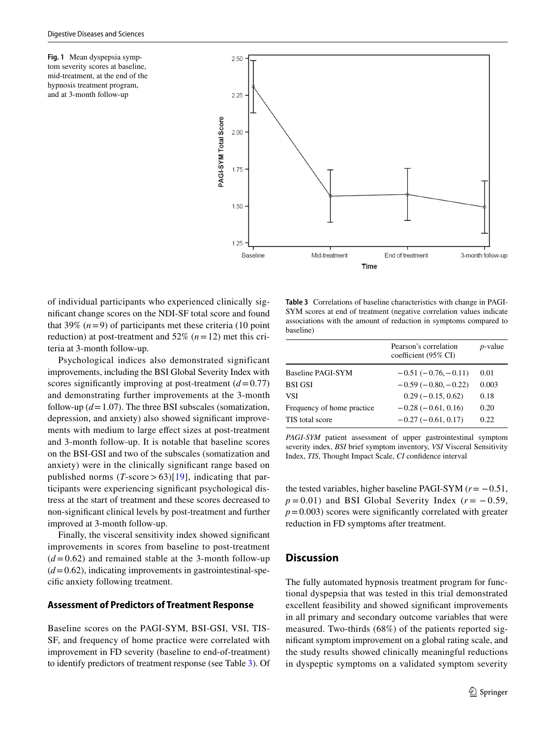Fig. 1 Mean dyspepsia symptom severity scores at baseline, mid-treatment, at the end of the hypnosis treatment program, and at 3-month follow-up

of individual participants who experienced clinically significant change scores on the NDI-SF total score and found that 39% ($n = 9$) of participants met these criteria (10 point reduction) at post-treatment and 52% ($n = 12$) met this criteria at 3-month follow-up.

Psychological indices also demonstrated significant improvements, including the BSI Global Severity Index with scores significantly improving at post-treatment ($d = 0.77$) and demonstrating further improvements at the 3-month follow-up ($d = 1.07$). The three BSI subscales (somatization, depression, and anxiety) also showed significant improvements with medium to large effect sizes at post-treatment and 3-month follow-up. It is notable that baseline scores on the BSI-GSI and two of the subscales (somatization and anxiety) were in the clinically significant range based on published norms ($T$-score > 63)[19], indicating that participants were experiencing significant psychological distress at the start of treatment and these scores decreased to non-significant clinical levels by post-treatment and further improved at 3-month follow-up.

Finally, the visceral sensitivity index showed significant improvements in scores from baseline to post-treatment ($d = 0.62$) and remained stable at the 3-month follow up ($d = 0.62$), indicating improvements in gastrointestinal-specific anxiety following treatment.

### Assessment of Predictors of Treatment Response

Baseline scores on the PAGI-SYM, BSI-GSI, VSI, TIS-SF, and frequency of home practice were correlated with improvement in FD severity (baseline to end-of-treatment) to identify predictors of treatment response (see Table 3). Of the tested variables, higher baseline PAGI-SYM ($r = -0.51$, $p = 0.01$) and BSI Global Severity Index ($r = -0.59$, $p = 0.003$) scores were significantly correlated with greater reduction in FD symptoms after treatment.

**Table 3** Correlations of baseline characteristics with change in PAGI-SYM scores at end of treatment (negative correlation values indicate associations with the amount of reduction in symptoms compared to baseline)

| | Pearson's correlation coefficient (95% CI) | *p*-value |
|---|---|---|
| Baseline PAGI-SYM | −0.51 (−0.76, −0.11) | 0.01 |
| BSI GSI | −0.59 (−0.80, −0.22) | 0.003 |
| VSI | 0.29 (−0.15, 0.62) | 0.18 |
| Frequency of home practice | −0.28 (−0.61, 0.16) | 0.20 |
| TIS total score | −0.27 (−0.61, 0.17) | 0.22 |

*PAGI-SYM* patient assessment of upper gastrointestinal symptom severity index, *BSI* brief symptom inventory, *VSI* Visceral Sensitivity Index, *TIS*, Thought Impact Scale, *CI* confidence interval

## Discussion

The fully automated hypnosis treatment program for functional dyspepsia that was tested in this trial demonstrated excellent feasibility and showed significant improvements in all primary and secondary outcome variables that were measured. Two-thirds (68%) of the patients reported significant symptom improvement on a global rating scale, and the study results showed clinically meaningful reductions in dyspeptic symptoms on a validated symptom severity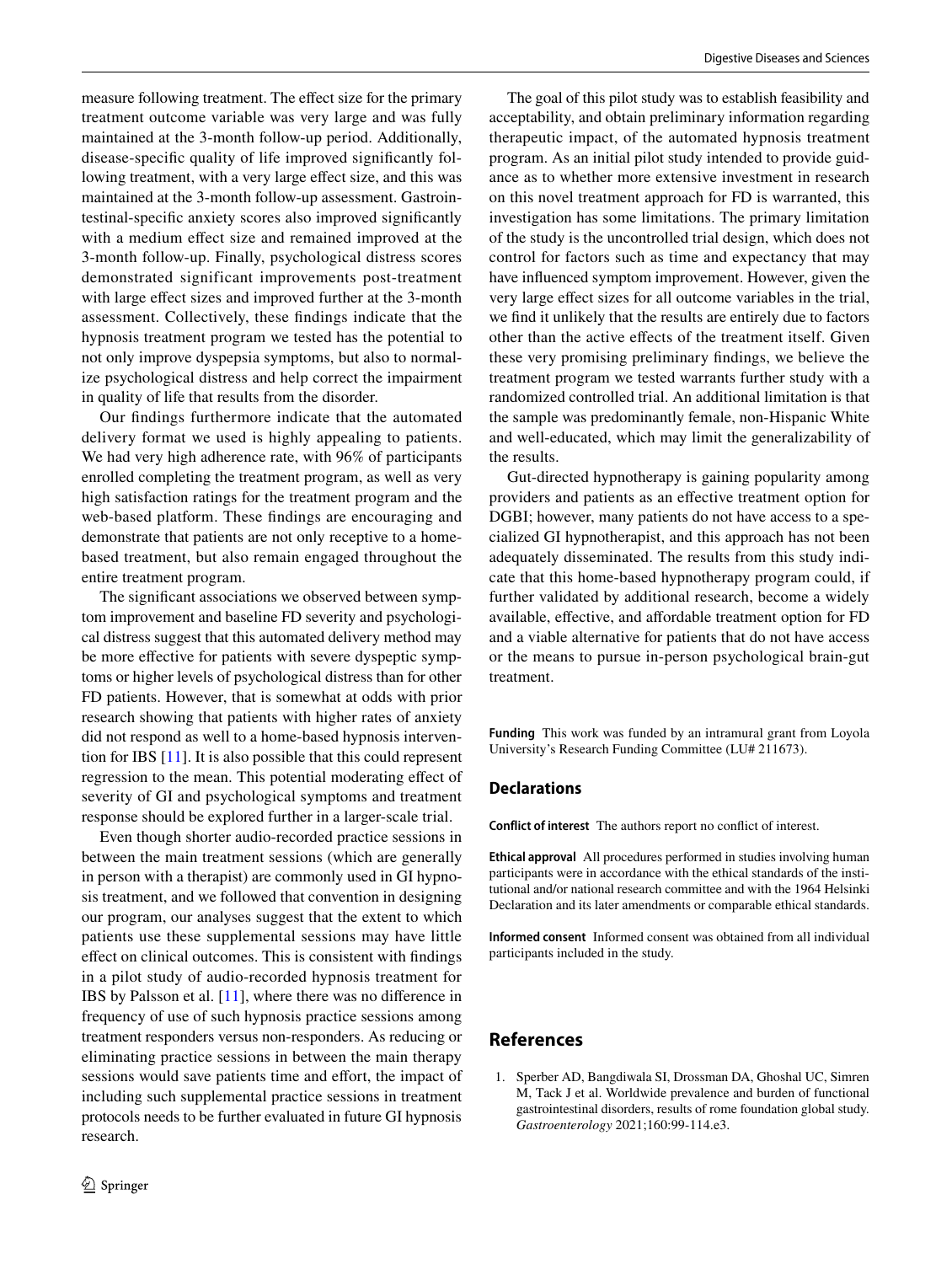measure following treatment. The effect size for the primary treatment outcome variable was very large and was fully maintained at the 3-month follow-up period. Additionally, disease-specific quality of life improved significantly following treatment, with a very large effect size, and this was maintained at the 3-month follow-up assessment. Gastrointestinal-specific anxiety scores also improved significantly with a medium effect size and remained improved at the 3-month follow-up. Finally, psychological distress scores demonstrated significant improvements post-treatment with large effect sizes and improved further at the 3-month assessment. Collectively, these findings indicate that the hypnosis treatment program we tested has the potential to not only improve dyspepsia symptoms, but also to normalize psychological distress and help correct the impairment in quality of life that results from the disorder.

Our findings furthermore indicate that the automated delivery format we used is highly appealing to patients. We had very high adherence rate, with 96% of participants enrolled completing the treatment program, as well as very high satisfaction ratings for the treatment program and the web-based platform. These findings are encouraging and demonstrate that patients are not only receptive to a home-based treatment, but also remain engaged throughout the entire treatment program.

The significant associations we observed between symptom improvement and baseline FD severity and psychological distress suggest that this automated delivery method may be more effective for patients with severe dyspeptic symptoms or higher levels of psychological distress than for other FD patients. However, that is somewhat at odds with prior research showing that patients with higher rates of anxiety did not respond as well to a home-based hypnosis intervention for IBS [11]. It is also possible that this could represent regression to the mean. This potential moderating effect of severity of GI and psychological symptoms and treatment response should be explored further in a larger-scale trial.

Even though shorter audio-recorded practice sessions in between the main treatment sessions (which are generally in person with a therapist) are commonly used in GI hypnosis treatment, and we followed that convention in designing our program, our analyses suggest that the extent to which patients use these supplemental sessions may have little effect on clinical outcomes. This is consistent with findings in a pilot study of audio-recorded hypnosis treatment for IBS by Palsson et al. [11], where there was no difference in frequency of use of such hypnosis practice sessions among treatment responders versus non-responders. As reducing or eliminating practice sessions in between the main therapy sessions would save patients time and effort, the impact of including such supplemental practice sessions in treatment protocols needs to be further evaluated in future GI hypnosis research.

The goal of this pilot study was to establish feasibility and acceptability, and obtain preliminary information regarding therapeutic impact, of the automated hypnosis treatment program. As an initial pilot study intended to provide guidance as to whether more extensive investment in research on this novel treatment approach for FD is warranted, this investigation has some limitations. The primary limitation of the study is the uncontrolled trial design, which does not control for factors such as time and expectancy that may have influenced symptom improvement. However, given the very large effect sizes for all outcome variables in the trial, we find it unlikely that the results are entirely due to factors other than the active effects of the treatment itself. Given these very promising preliminary findings, we believe the treatment program we tested warrants further study with a randomized controlled trial. An additional limitation is that the sample was predominantly female, non-Hispanic White and well-educated, which may limit the generalizability of the results.

Gut-directed hypnotherapy is gaining popularity among providers and patients as an effective treatment option for DGBI; however, many patients do not have access to a specialized GI hypnotherapist, and this approach has not been adequately disseminated. The results from this study indicate that this home-based hypnotherapy program could, if further validated by additional research, become a widely available, effective, and affordable treatment option for FD and a viable alternative for patients that do not have access or the means to pursue in-person psychological brain-gut treatment.

**Funding** This work was funded by an intramural grant from Loyola University's Research Funding Committee (LU# 211673).

## Declarations

**Conflict of interest** The authors report no conflict of interest.

**Ethical approval** All procedures performed in studies involving human participants were in accordance with the ethical standards of the institutional and/or national research committee and with the 1964 Helsinki Declaration and its later amendments or comparable ethical standards.

**Informed consent** Informed consent was obtained from all individual participants included in the study.

## References

1. Sperber AD, Bangdiwala SI, Drossman DA, Ghoshal UC, Simren M, Tack J et al. Worldwide prevalence and burden of functional gastrointestinal disorders, results of rome foundation global study. *Gastroenterology* 2021;160:99-114.e3.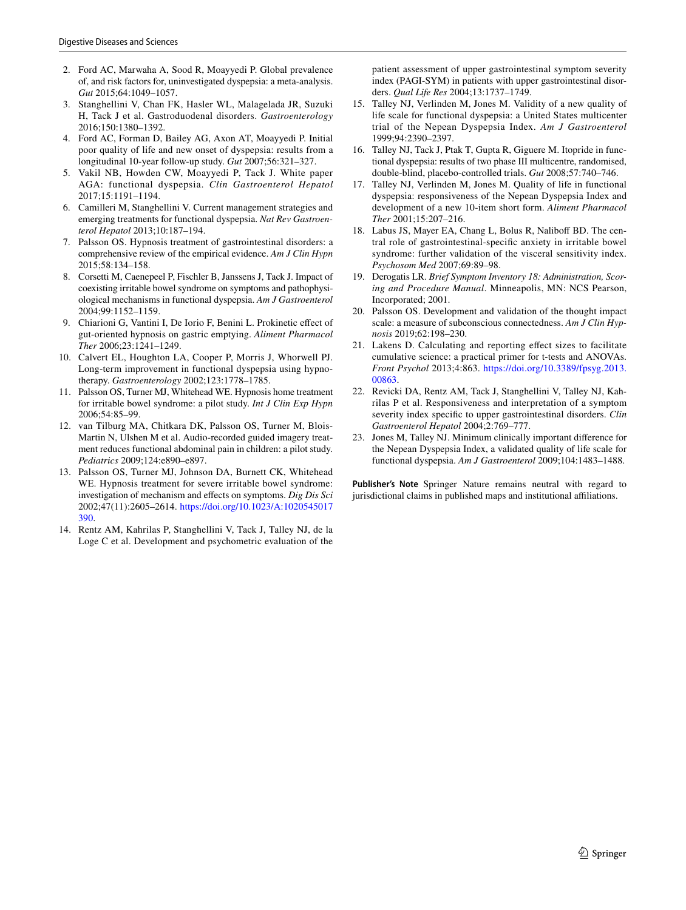2. Ford AC, Marwaha A, Sood R, Moayyedi P. Global prevalence of, and risk factors for, uninvestigated dyspepsia: a meta-analysis. *Gut* 2015;64:1049–1057.
3. Stanghellini V, Chan FK, Hasler WL, Malagelada JR, Suzuki H, Tack J et al. Gastroduodenal disorders. *Gastroenterology* 2016;150:1380–1392.
4. Ford AC, Forman D, Bailey AG, Axon AT, Moayyedi P. Initial poor quality of life and new onset of dyspepsia: results from a longitudinal 10-year follow-up study. *Gut* 2007;56:321–327.
5. Vakil NB, Howden CW, Moayyedi P, Tack J. White paper AGA: functional dyspepsia. *Clin Gastroenterol Hepatol* 2017;15:1191–1194.
6. Camilleri M, Stanghellini V. Current management strategies and emerging treatments for functional dyspepsia. *Nat Rev Gastroenterol Hepatol* 2013;10:187–194.
7. Palsson OS. Hypnosis treatment of gastrointestinal disorders: a comprehensive review of the empirical evidence. *Am J Clin Hypn* 2015;58:134–158.
8. Corsetti M, Caenepeel P, Fischler B, Janssens J, Tack J. Impact of coexisting irritable bowel syndrome on symptoms and pathophysiological mechanisms in functional dyspepsia. *Am J Gastroenterol* 2004;99:1152–1159.
9. Chiarioni G, Vantini I, De Iorio F, Benini L. Prokinetic effect of gut-oriented hypnosis on gastric emptying. *Aliment Pharmacol Ther* 2006;23:1241–1249.
10. Calvert EL, Houghton LA, Cooper P, Morris J, Whorwell PJ. Long-term improvement in functional dyspepsia using hypnotherapy. *Gastroenterology* 2002;123:1778–1785.
11. Palsson OS, Turner MJ, Whitehead WE. Hypnosis home treatment for irritable bowel syndrome: a pilot study. *Int J Clin Exp Hypn* 2006;54:85–99.
12. van Tilburg MA, Chitkara DK, Palsson OS, Turner M, Blois-Martin N, Ulshen M et al. Audio-recorded guided imagery treatment reduces functional abdominal pain in children: a pilot study. *Pediatrics* 2009;124:e890–e897.
13. Palsson OS, Turner MJ, Johnson DA, Burnett CK, Whitehead WE. Hypnosis treatment for severe irritable bowel syndrome: investigation of mechanism and effects on symptoms. *Dig Dis Sci* 2002;47(11):2605–2614. https://doi.org/10.1023/A:1020545017390.
14. Rentz AM, Kahrilas P, Stanghellini V, Tack J, Talley NJ, de la Loge C et al. Development and psychometric evaluation of the patient assessment of upper gastrointestinal symptom severity index (PAGI-SYM) in patients with upper gastrointestinal disorders. *Qual Life Res* 2004;13:1737–1749.
15. Talley NJ, Verlinden M, Jones M. Validity of a new quality of life scale for functional dyspepsia: a United States multicenter trial of the Nepean Dyspepsia Index. *Am J Gastroenterol* 1999;94:2390–2397.
16. Talley NJ, Tack J, Ptak T, Gupta R, Giguere M. Itopride in functional dyspepsia: results of two phase III multicentre, randomised, double-blind, placebo-controlled trials. *Gut* 2008;57:740–746.
17. Talley NJ, Verlinden M, Jones M. Quality of life in functional dyspepsia: responsiveness of the Nepean Dyspepsia Index and development of a new 10-item short form. *Aliment Pharmacol Ther* 2001;15:207–216.
18. Labus JS, Mayer EA, Chang L, Bolus R, Naliboff BD. The central role of gastrointestinal-specific anxiety in irritable bowel syndrome: further validation of the visceral sensitivity index. *Psychosom Med* 2007;69:89–98.
19. Derogatis LR. *Brief Symptom Inventory 18: Administration, Scoring and Procedure Manual*. Minneapolis, MN: NCS Pearson, Incorporated; 2001.
20. Palsson OS. Development and validation of the thought impact scale: a measure of subconscious connectedness. *Am J Clin Hypnosis* 2019;62:198–230.
21. Lakens D. Calculating and reporting effect sizes to facilitate cumulative science: a practical primer for t-tests and ANOVAs. *Front Psychol* 2013;4:863. https://doi.org/10.3389/fpsyg.2013.00863.
22. Revicki DA, Rentz AM, Tack J, Stanghellini V, Talley NJ, Kahrilas P et al. Responsiveness and interpretation of a symptom severity index specific to upper gastrointestinal disorders. *Clin Gastroenterol Hepatol* 2004;2:769–777.
23. Jones M, Talley NJ. Minimum clinically important difference for the Nepean Dyspepsia Index, a validated quality of life scale for functional dyspepsia. *Am J Gastroenterol* 2009;104:1483–1488.

**Publisher's Note** Springer Nature remains neutral with regard to jurisdictional claims in published maps and institutional affiliations.